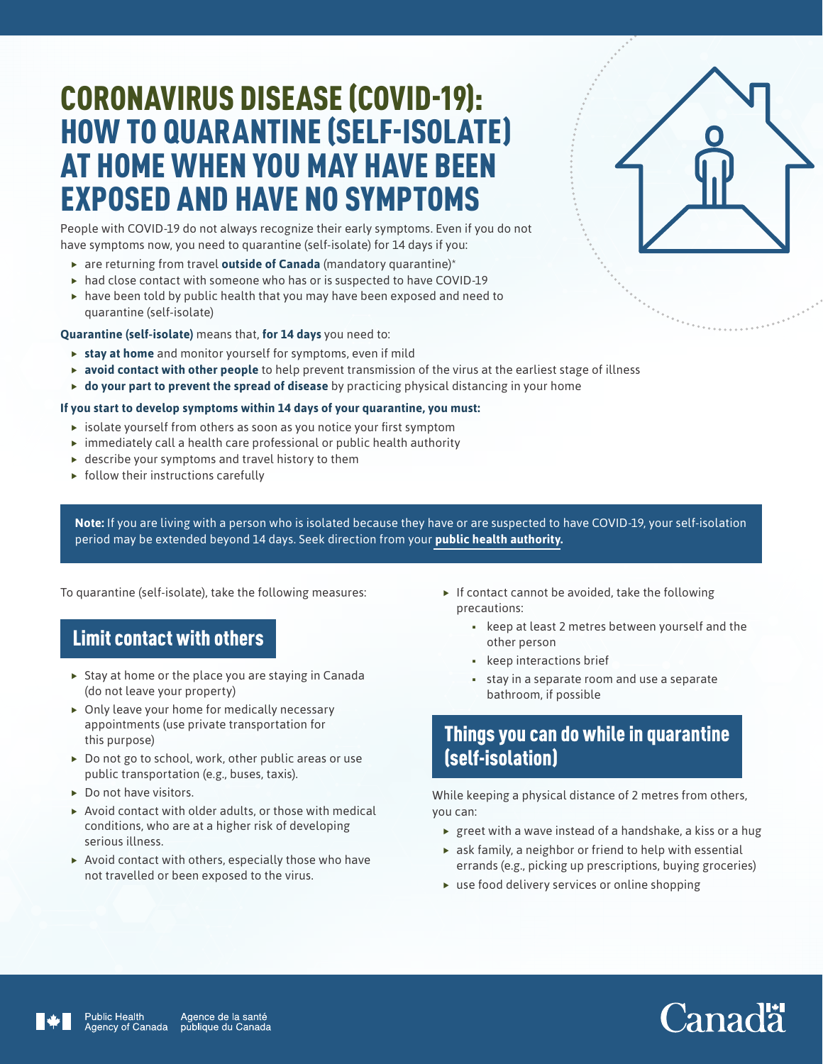# CORONAVIRUS DISEASE (COVID-19): HOW TO QUARANTINE (SELF-ISOLATE) AT HOME WHEN YOU MAY HAVE BEEN EXPOSED AND HAVE NO SYMPTOMS

People with COVID-19 do not always recognize their early symptoms. Even if you do not have symptoms now, you need to quarantine (self-isolate) for 14 days if you:

- are returning from travel **outside of Canada** (mandatory quarantine)*
- had close contact with someone who has or is suspected to have COVID-19
- have been told by public health that you may have been exposed and need to quarantine (self-isolate)

**Quarantine (self-isolate)** means that, **for 14 days** you need to:

- **stay at home** and monitor yourself for symptoms, even if mild
- **avoid contact with other people** to help prevent transmission of the virus at the earliest stage of illness
- **do your part to prevent the spread of disease** by practicing physical distancing in your home

**If you start to develop symptoms within 14 days of your quarantine, you must:**

- isolate yourself from others as soon as you notice your first symptom
- immediately call a health care professional or public health authority
- describe your symptoms and travel history to them
- follow their instructions carefully

**Note:** If you are living with a person who is isolated because they have or are suspected to have COVID-19, your self-isolation period may be extended beyond 14 days. Seek direction from your **public health authority.**

To quarantine (self-isolate), take the following measures:

## Limit contact with others

- Stay at home or the place you are staying in Canada (do not leave your property)
- Only leave your home for medically necessary appointments (use private transportation for this purpose)
- Do not go to school, work, other public areas or use public transportation (e.g., buses, taxis).
- Do not have visitors.
- Avoid contact with older adults, or those with medical conditions, who are at a higher risk of developing serious illness.
- Avoid contact with others, especially those who have not travelled or been exposed to the virus.
- If contact cannot be avoided, take the following precautions:
  - keep at least 2 metres between yourself and the other person
  - keep interactions brief
  - stay in a separate room and use a separate bathroom, if possible

## Things you can do while in quarantine (self-isolation)

While keeping a physical distance of 2 metres from others, you can:

- greet with a wave instead of a handshake, a kiss or a hug
- ask family, a neighbor or friend to help with essential errands (e.g., picking up prescriptions, buying groceries)
- use food delivery services or online shopping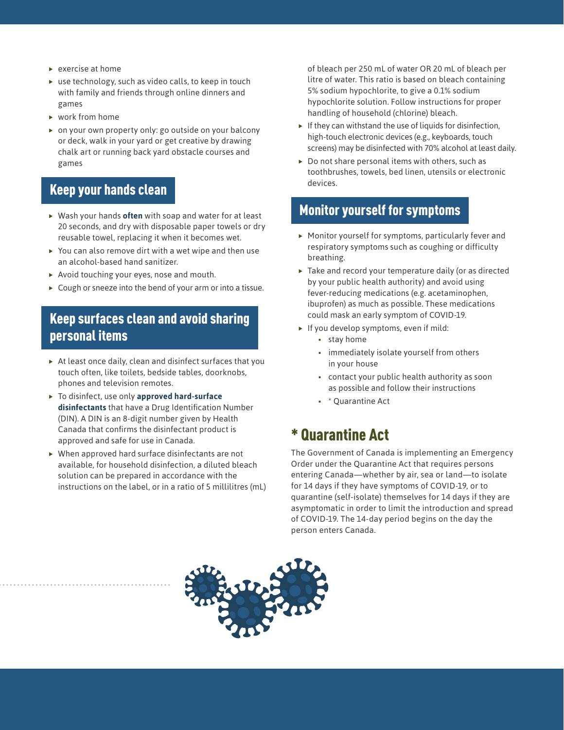- exercise at home
- use technology, such as video calls, to keep in touch with family and friends through online dinners and games
- work from home
- on your own property only: go outside on your balcony or deck, walk in your yard or get creative by drawing chalk art or running back yard obstacle courses and games

## Keep your hands clean

- Wash your hands **often** with soap and water for at least 20 seconds, and dry with disposable paper towels or dry reusable towel, replacing it when it becomes wet.
- You can also remove dirt with a wet wipe and then use an alcohol-based hand sanitizer.
- Avoid touching your eyes, nose and mouth.
- Cough or sneeze into the bend of your arm or into a tissue.

## Keep surfaces clean and avoid sharing personal items

- At least once daily, clean and disinfect surfaces that you touch often, like toilets, bedside tables, doorknobs, phones and television remotes.
- To disinfect, use only **approved hard-surface disinfectants** that have a Drug Identification Number (DIN). A DIN is an 8-digit number given by Health Canada that confirms the disinfectant product is approved and safe for use in Canada.
- When approved hard surface disinfectants are not available, for household disinfection, a diluted bleach solution can be prepared in accordance with the instructions on the label, or in a ratio of 5 millilitres (mL) of bleach per 250 mL of water OR 20 mL of bleach per litre of water. This ratio is based on bleach containing 5% sodium hypochlorite, to give a 0.1% sodium hypochlorite solution. Follow instructions for proper handling of household (chlorine) bleach.
- If they can withstand the use of liquids for disinfection, high-touch electronic devices (e.g., keyboards, touch screens) may be disinfected with 70% alcohol at least daily.
- Do not share personal items with others, such as toothbrushes, towels, bed linen, utensils or electronic devices.

## Monitor yourself for symptoms

- Monitor yourself for symptoms, particularly fever and respiratory symptoms such as coughing or difficulty breathing.
- Take and record your temperature daily (or as directed by your public health authority) and avoid using fever-reducing medications (e.g. acetaminophen, ibuprofen) as much as possible. These medications could mask an early symptom of COVID-19.
- If you develop symptoms, even if mild:
  - stay home
  - immediately isolate yourself from others in your house
  - contact your public health authority as soon as possible and follow their instructions
  - * Quarantine Act

## * Quarantine Act

The Government of Canada is implementing an Emergency Order under the Quarantine Act that requires persons entering Canada—whether by air, sea or land—to isolate for 14 days if they have symptoms of COVID-19, or to quarantine (self-isolate) themselves for 14 days if they are asymptomatic in order to limit the introduction and spread of COVID-19. The 14-day period begins on the day the person enters Canada.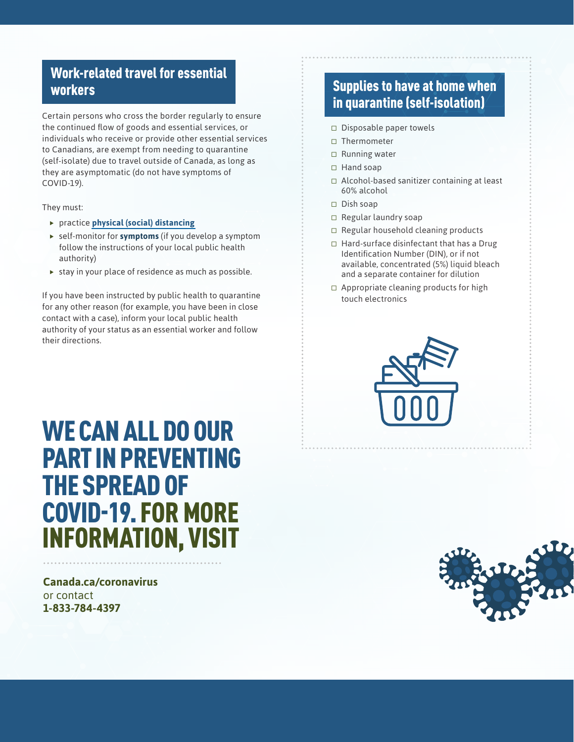## Work-related travel for essential workers

Certain persons who cross the border regularly to ensure the continued flow of goods and essential services, or individuals who receive or provide other essential services to Canadians, are exempt from needing to quarantine (self-isolate) due to travel outside of Canada, as long as they are asymptomatic (do not have symptoms of COVID-19).

They must:

- practice **physical (social) distancing**
- self-monitor for **symptoms** (if you develop a symptom follow the instructions of your local public health authority)
- stay in your place of residence as much as possible.

If you have been instructed by public health to quarantine for any other reason (for example, you have been in close contact with a case), inform your local public health authority of your status as an essential worker and follow their directions.

## Supplies to have at home when in quarantine (self-isolation)

- ☐ Disposable paper towels
- ☐ Thermometer
- ☐ Running water
- ☐ Hand soap
- ☐ Alcohol-based sanitizer containing at least 60% alcohol
- ☐ Dish soap
- ☐ Regular laundry soap
- ☐ Regular household cleaning products
- ☐ Hard-surface disinfectant that has a Drug Identification Number (DIN), or if not available, concentrated (5%) liquid bleach and a separate container for dilution
- ☐ Appropriate cleaning products for high touch electronics

# WE CAN ALL DO OUR PART IN PREVENTING THE SPREAD OF COVID-19. FOR MORE INFORMATION, VISIT

**Canada.ca/coronavirus**
or contact
**1-833-784-4397**